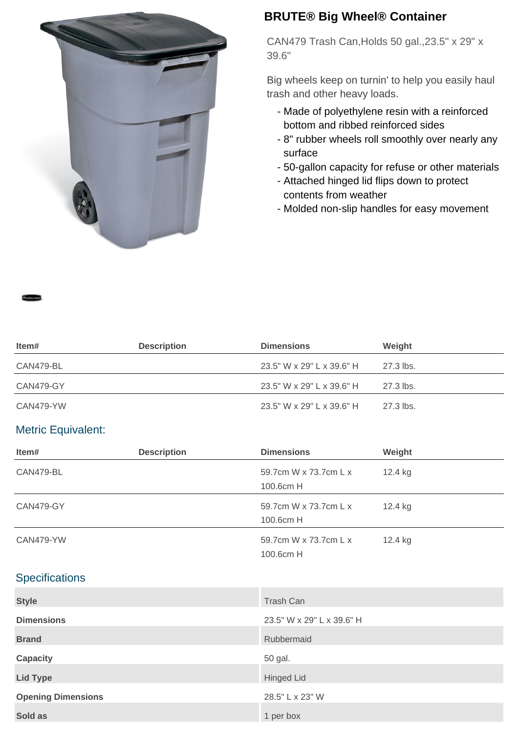# BRUTE® Big Wheel® Container

CAN479 Trash Can,Holds 50 gal.,23.5" x 29" x 39.6"

Big wheels keep on turnin' to help you easily haul trash and other heavy loads.

- Made of polyethylene resin with a reinforced bottom and ribbed reinforced sides
- 8" rubber wheels roll smoothly over nearly any surface
- 50-gallon capacity for refuse or other materials
- Attached hinged lid flips down to protect contents from weather
- Molded non-slip handles for easy movement

| Item# | Description | Dimensions | Weight |
|---|---|---|---|
| CAN479-BL | | 23.5" W x 29" L x 39.6" H | 27.3 lbs. |
| CAN479-GY | | 23.5" W x 29" L x 39.6" H | 27.3 lbs. |
| CAN479-YW | | 23.5" W x 29" L x 39.6" H | 27.3 lbs. |

## Metric Equivalent:

| Item# | Description | Dimensions | Weight |
|---|---|---|---|
| CAN479-BL | | 59.7cm W x 73.7cm L x 100.6cm H | 12.4 kg |
| CAN479-GY | | 59.7cm W x 73.7cm L x 100.6cm H | 12.4 kg |
| CAN479-YW | | 59.7cm W x 73.7cm L x 100.6cm H | 12.4 kg |

## Specifications

| | |
|---|---|
| **Style** | Trash Can |
| **Dimensions** | 23.5" W x 29" L x 39.6" H |
| **Brand** | Rubbermaid |
| **Capacity** | 50 gal. |
| **Lid Type** | Hinged Lid |
| **Opening Dimensions** | 28.5" L x 23" W |
| **Sold as** | 1 per box |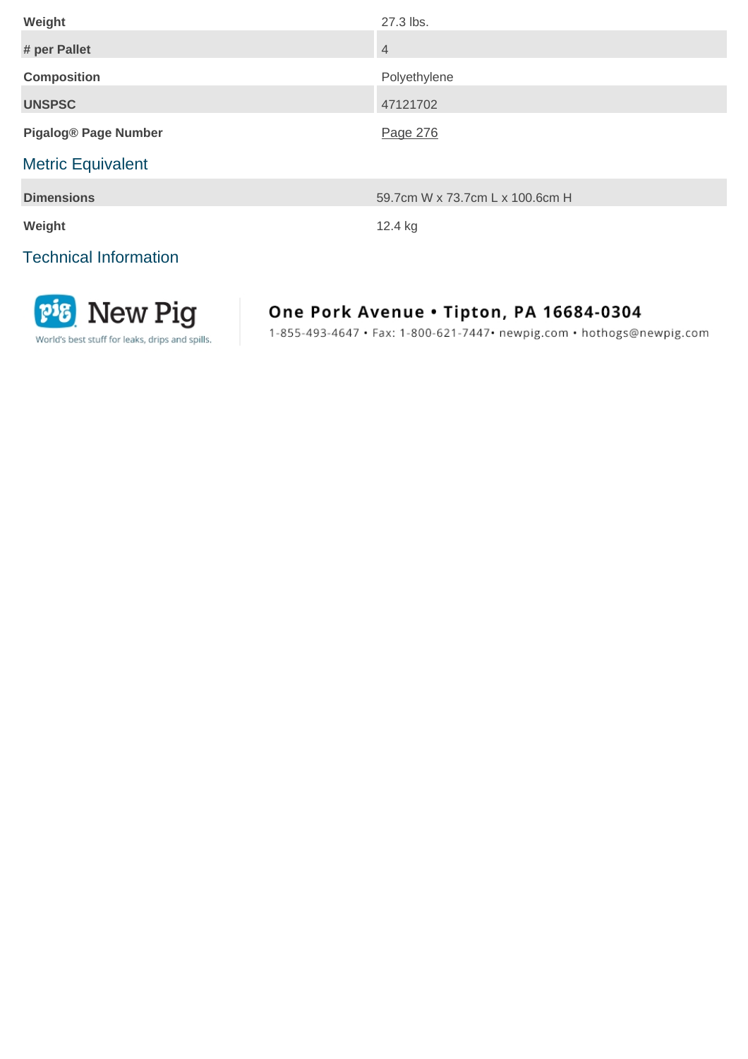| | |
|---|---|
| **Weight** | 27.3 lbs. |
| **# per Pallet** | 4 |
| **Composition** | Polyethylene |
| **UNSPSC** | 47121702 |
| **Pigalog® Page Number** | Page 276 |

## Metric Equivalent

| | |
|---|---|
| **Dimensions** | 59.7cm W x 73.7cm L x 100.6cm H |
| **Weight** | 12.4 kg |

## Technical Information

New Pig

World's best stuff for leaks, drips and spills.

**One Pork Avenue • Tipton, PA 16684-0304**

1-855-493-4647 • Fax: 1-800-621-7447• newpig.com • hothogs@newpig.com